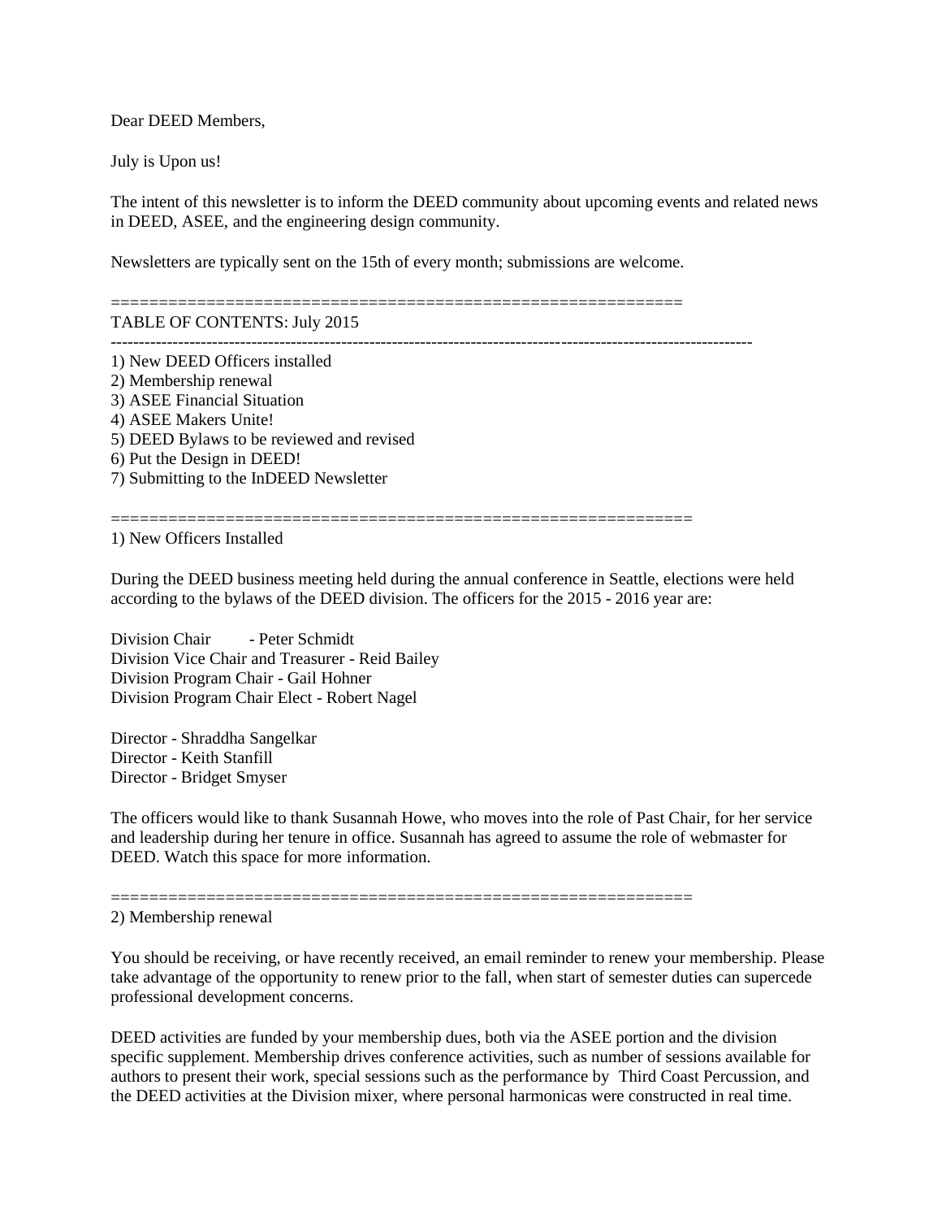Dear DEED Members,

July is Upon us!

The intent of this newsletter is to inform the DEED community about upcoming events and related news in DEED, ASEE, and the engineering design community.

Newsletters are typically sent on the 15th of every month; submissions are welcome.

============================================================

TABLE OF CONTENTS: July 2015

---

1) New DEED Officers installed
2) Membership renewal
3) ASEE Financial Situation
4) ASEE Makers Unite!
5) DEED Bylaws to be reviewed and revised
6) Put the Design in DEED!
7) Submitting to the InDEED Newsletter

============================================================

1) New Officers Installed

During the DEED business meeting held during the annual conference in Seattle, elections were held according to the bylaws of the DEED division. The officers for the 2015 - 2016 year are:

Division Chair - Peter Schmidt
Division Vice Chair and Treasurer - Reid Bailey
Division Program Chair - Gail Hohner
Division Program Chair Elect - Robert Nagel

Director - Shraddha Sangelkar
Director - Keith Stanfill
Director - Bridget Smyser

The officers would like to thank Susannah Howe, who moves into the role of Past Chair, for her service and leadership during her tenure in office. Susannah has agreed to assume the role of webmaster for DEED. Watch this space for more information.

============================================================

2) Membership renewal

You should be receiving, or have recently received, an email reminder to renew your membership. Please take advantage of the opportunity to renew prior to the fall, when start of semester duties can supercede professional development concerns.

DEED activities are funded by your membership dues, both via the ASEE portion and the division specific supplement. Membership drives conference activities, such as number of sessions available for authors to present their work, special sessions such as the performance by Third Coast Percussion, and the DEED activities at the Division mixer, where personal harmonicas were constructed in real time.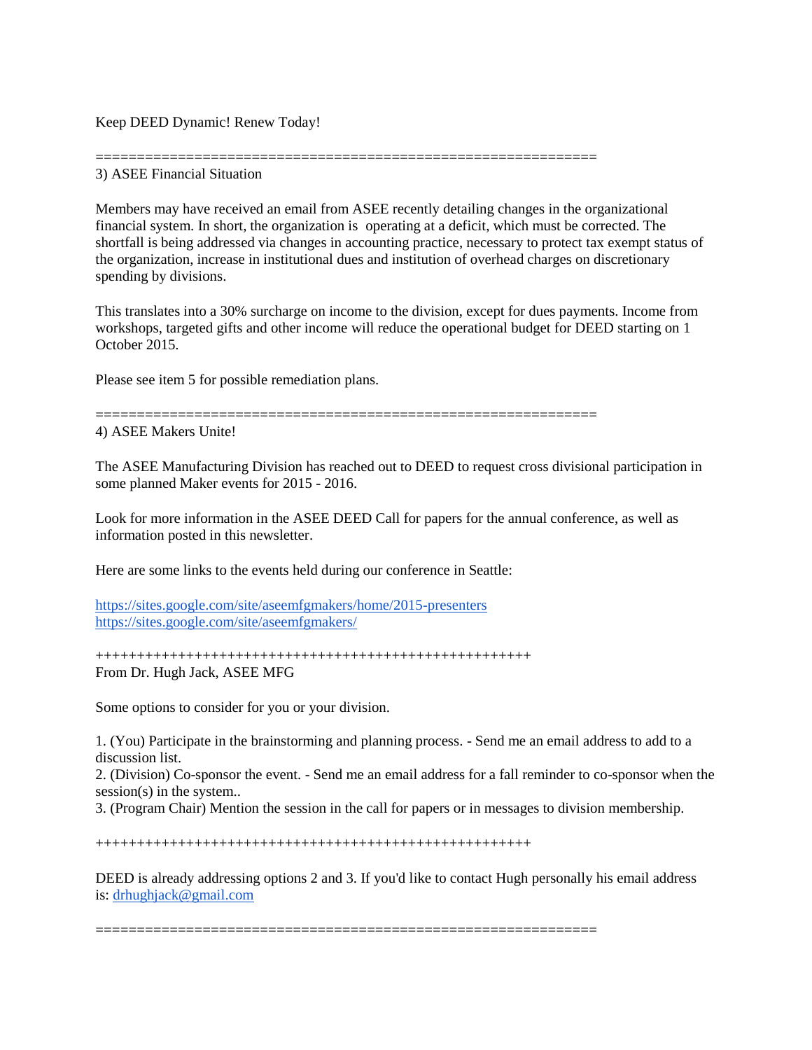Keep DEED Dynamic! Renew Today!

============================================================

3) ASEE Financial Situation

Members may have received an email from ASEE recently detailing changes in the organizational financial system. In short, the organization is operating at a deficit, which must be corrected. The shortfall is being addressed via changes in accounting practice, necessary to protect tax exempt status of the organization, increase in institutional dues and institution of overhead charges on discretionary spending by divisions.

This translates into a 30% surcharge on income to the division, except for dues payments. Income from workshops, targeted gifts and other income will reduce the operational budget for DEED starting on 1 October 2015.

Please see item 5 for possible remediation plans.

============================================================

4) ASEE Makers Unite!

The ASEE Manufacturing Division has reached out to DEED to request cross divisional participation in some planned Maker events for 2015 - 2016.

Look for more information in the ASEE DEED Call for papers for the annual conference, as well as information posted in this newsletter.

Here are some links to the events held during our conference in Seattle:

https://sites.google.com/site/aseemfgmakers/home/2015-presenters
https://sites.google.com/site/aseemfgmakers/

++++++++++++++++++++++++++++++++++++++++++++++++++++++

From Dr. Hugh Jack, ASEE MFG

Some options to consider for you or your division.

1. (You) Participate in the brainstorming and planning process. - Send me an email address to add to a discussion list.
2. (Division) Co-sponsor the event. - Send me an email address for a fall reminder to co-sponsor when the session(s) in the system..
3. (Program Chair) Mention the session in the call for papers or in messages to division membership.

++++++++++++++++++++++++++++++++++++++++++++++++++++++

DEED is already addressing options 2 and 3. If you'd like to contact Hugh personally his email address is: drhughjack@gmail.com

============================================================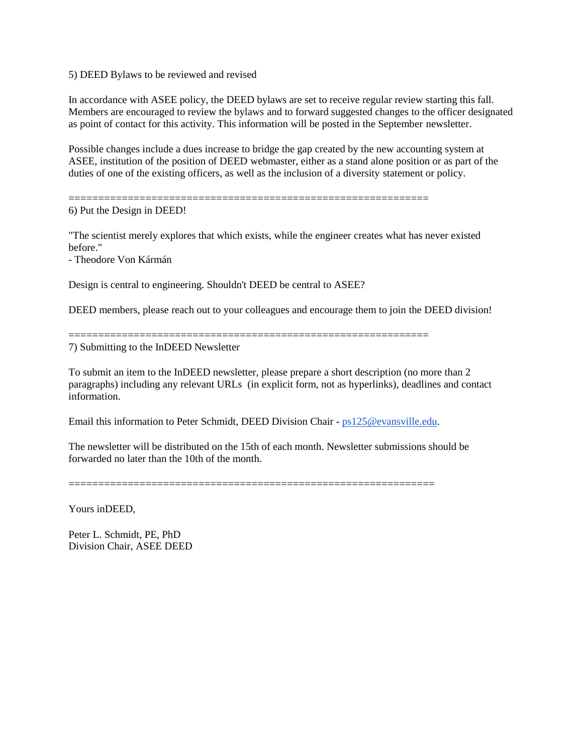5) DEED Bylaws to be reviewed and revised

In accordance with ASEE policy, the DEED bylaws are set to receive regular review starting this fall. Members are encouraged to review the bylaws and to forward suggested changes to the officer designated as point of contact for this activity. This information will be posted in the September newsletter.

Possible changes include a dues increase to bridge the gap created by the new accounting system at ASEE, institution of the position of DEED webmaster, either as a stand alone position or as part of the duties of one of the existing officers, as well as the inclusion of a diversity statement or policy.

==============================================================

6) Put the Design in DEED!

"The scientist merely explores that which exists, while the engineer creates what has never existed before."  
- Theodore Von Kármán

Design is central to engineering. Shouldn't DEED be central to ASEE?

DEED members, please reach out to your colleagues and encourage them to join the DEED division!

==============================================================

7) Submitting to the InDEED Newsletter

To submit an item to the InDEED newsletter, please prepare a short description (no more than 2 paragraphs) including any relevant URLs (in explicit form, not as hyperlinks), deadlines and contact information.

Email this information to Peter Schmidt, DEED Division Chair - ps125@evansville.edu.

The newsletter will be distributed on the 15th of each month. Newsletter submissions should be forwarded no later than the 10th of the month.

==============================================================

Yours inDEED,

Peter L. Schmidt, PE, PhD  
Division Chair, ASEE DEED